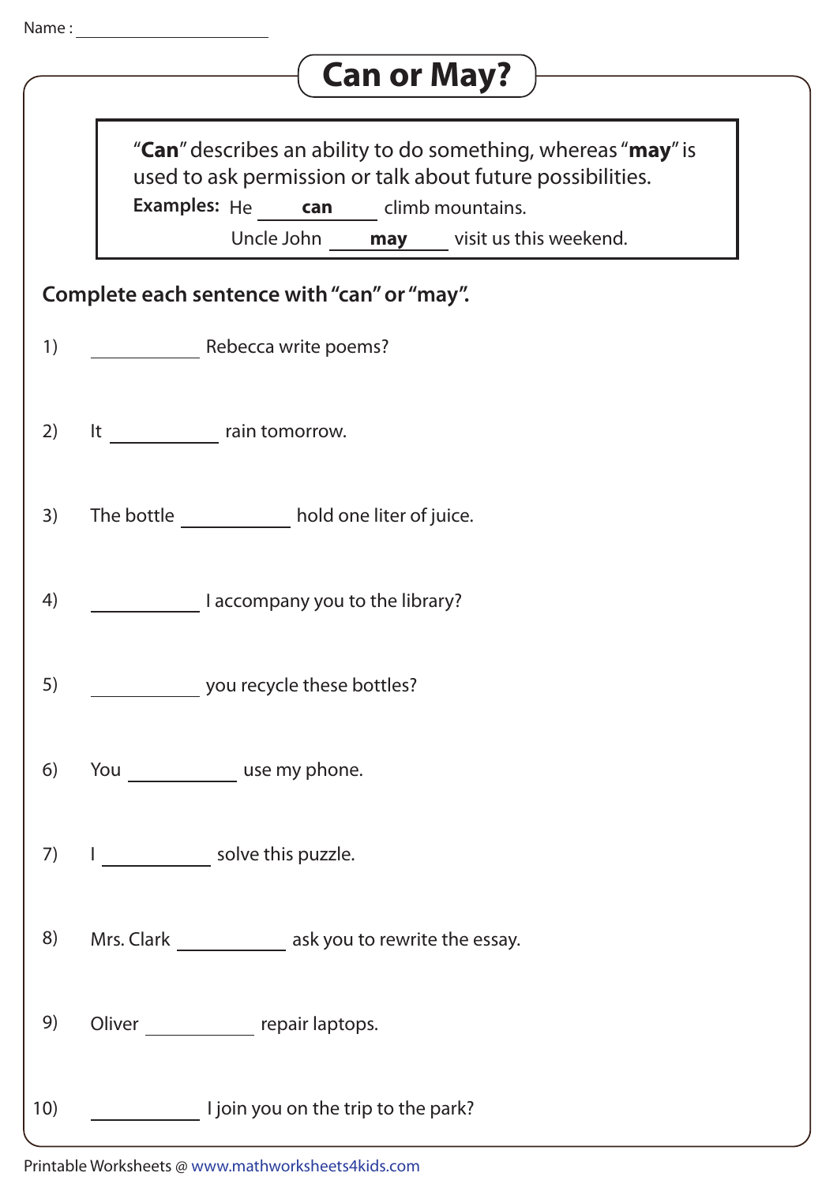Name : ____________________

# Can or May?

"**Can**" describes an ability to do something, whereas "**may**" is used to ask permission or talk about future possibilities.

**Examples:** He ____**can**____ climb mountains.

Uncle John ____**may**____ visit us this weekend.

**Complete each sentence with "can" or "may".**

1) __________ Rebecca write poems?

2) It __________ rain tomorrow.

3) The bottle __________ hold one liter of juice.

4) __________ I accompany you to the library?

5) __________ you recycle these bottles?

6) You __________ use my phone.

7) I __________ solve this puzzle.

8) Mrs. Clark __________ ask you to rewrite the essay.

9) Oliver __________ repair laptops.

10) __________ I join you on the trip to the park?

Printable Worksheets @ www.mathworksheets4kids.com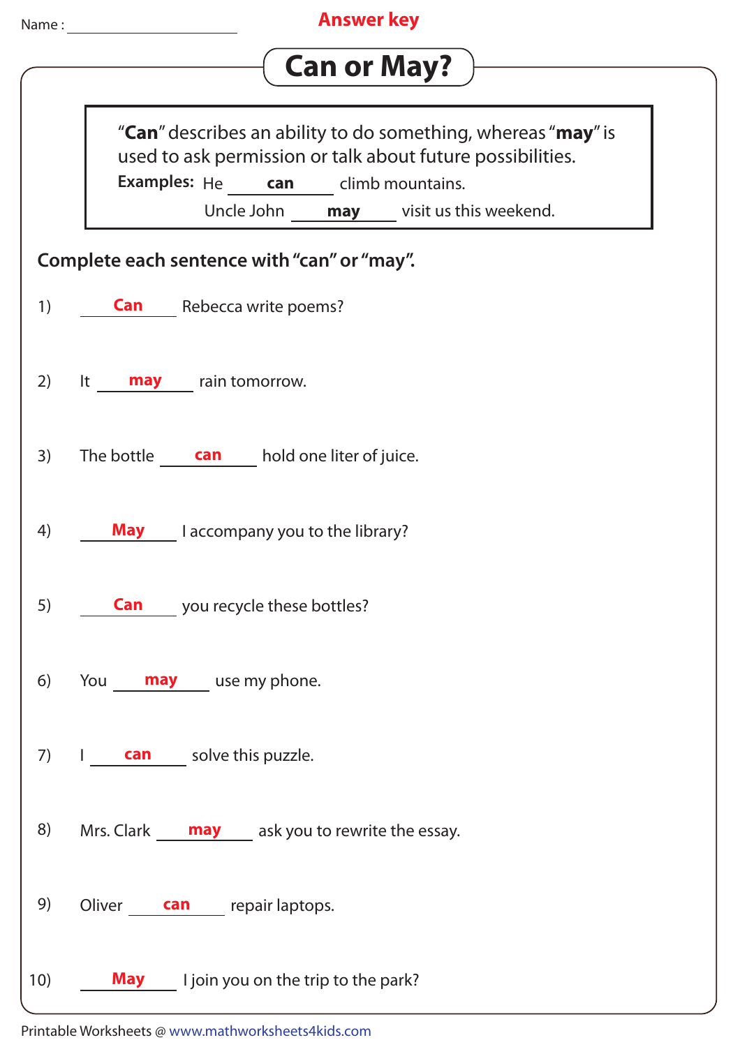Name : ____________________

**Answer key**

# Can or May?

"**Can**" describes an ability to do something, whereas "**may**" is used to ask permission or talk about future possibilities.

**Examples:** He ___**can**___ climb mountains.

Uncle John ___**may**___ visit us this weekend.

**Complete each sentence with "can" or "may".**

1) ___**Can**___ Rebecca write poems?

2) It ___**may**___ rain tomorrow.

3) The bottle ___**can**___ hold one liter of juice.

4) ___**May**___ I accompany you to the library?

5) ___**Can**___ you recycle these bottles?

6) You ___**may**___ use my phone.

7) I ___**can**___ solve this puzzle.

8) Mrs. Clark ___**may**___ ask you to rewrite the essay.

9) Oliver ___**can**___ repair laptops.

10) ___**May**___ I join you on the trip to the park?

Printable Worksheets @ www.mathworksheets4kids.com